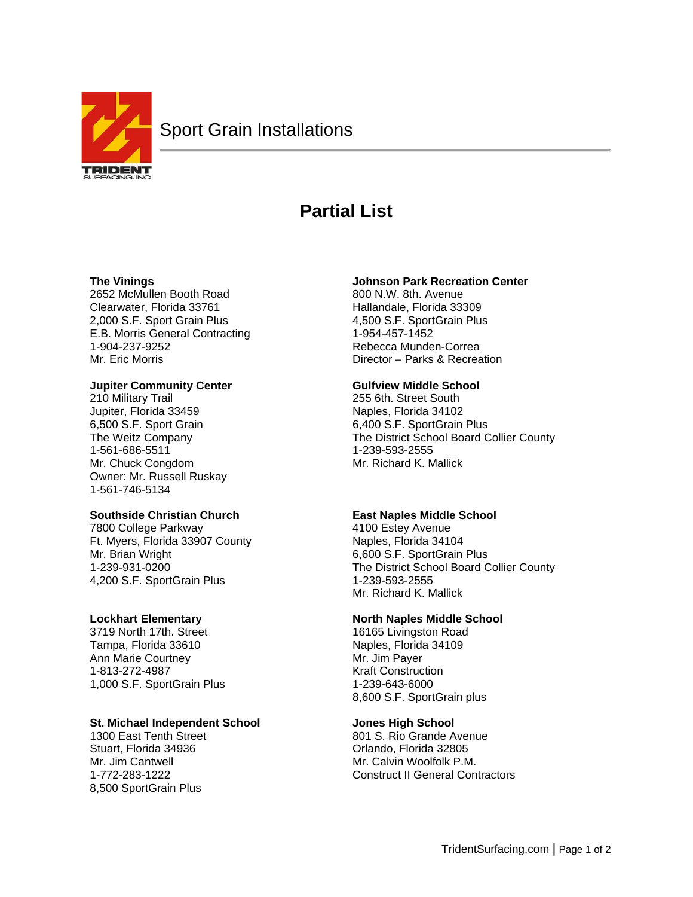# Sport Grain Installations

TRIDENT SURFACING, INC.

## Partial List

**The Vinings**
2652 McMullen Booth Road
Clearwater, Florida 33761
2,000 S.F. Sport Grain Plus
E.B. Morris General Contracting
1-904-237-9252
Mr. Eric Morris

**Jupiter Community Center**
210 Military Trail
Jupiter, Florida 33459
6,500 S.F. Sport Grain
The Weitz Company
1-561-686-5511
Mr. Chuck Congdom
Owner: Mr. Russell Ruskay
1-561-746-5134

**Southside Christian Church**
7800 College Parkway
Ft. Myers, Florida 33907 County
Mr. Brian Wright
1-239-931-0200
4,200 S.F. SportGrain Plus

**Lockhart Elementary**
3719 North 17th. Street
Tampa, Florida 33610
Ann Marie Courtney
1-813-272-4987
1,000 S.F. SportGrain Plus

**St. Michael Independent School**
1300 East Tenth Street
Stuart, Florida 34936
Mr. Jim Cantwell
1-772-283-1222
8,500 SportGrain Plus

**Johnson Park Recreation Center**
800 N.W. 8th. Avenue
Hallandale, Florida 33309
4,500 S.F. SportGrain Plus
1-954-457-1452
Rebecca Munden-Correa
Director – Parks & Recreation

**Gulfview Middle School**
255 6th. Street South
Naples, Florida 34102
6,400 S.F. SportGrain Plus
The District School Board Collier County
1-239-593-2555
Mr. Richard K. Mallick

**East Naples Middle School**
4100 Estey Avenue
Naples, Florida 34104
6,600 S.F. SportGrain Plus
The District School Board Collier County
1-239-593-2555
Mr. Richard K. Mallick

**North Naples Middle School**
16165 Livingston Road
Naples, Florida 34109
Mr. Jim Payer
Kraft Construction
1-239-643-6000
8,600 S.F. SportGrain plus

**Jones High School**
801 S. Rio Grande Avenue
Orlando, Florida 32805
Mr. Calvin Woolfolk P.M.
Construct II General Contractors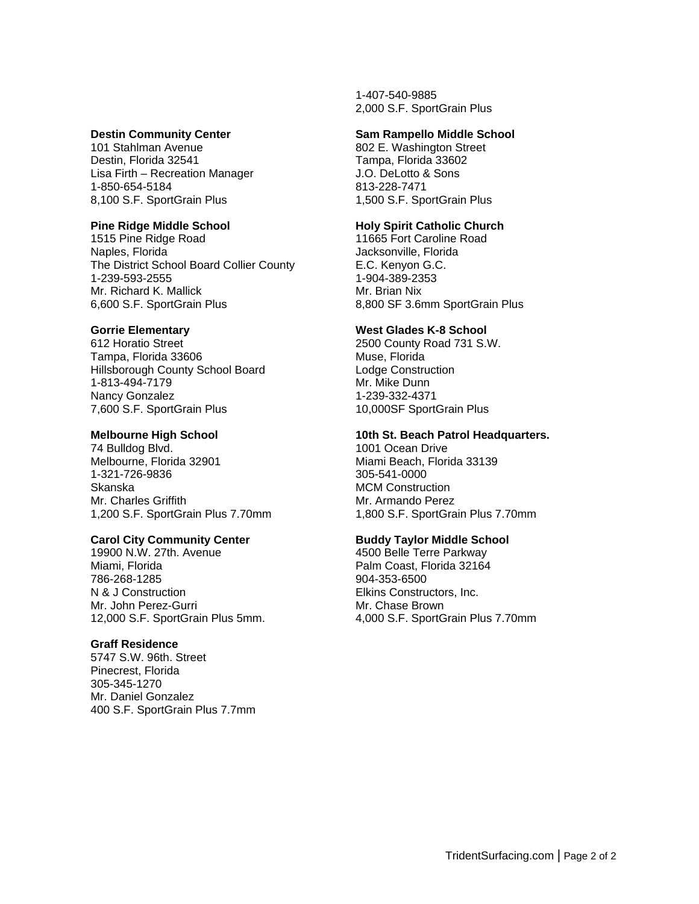1-407-540-9885
2,000 S.F. SportGrain Plus

**Destin Community Center**
101 Stahlman Avenue
Destin, Florida 32541
Lisa Firth – Recreation Manager
1-850-654-5184
8,100 S.F. SportGrain Plus

**Pine Ridge Middle School**
1515 Pine Ridge Road
Naples, Florida
The District School Board Collier County
1-239-593-2555
Mr. Richard K. Mallick
6,600 S.F. SportGrain Plus

**Gorrie Elementary**
612 Horatio Street
Tampa, Florida 33606
Hillsborough County School Board
1-813-494-7179
Nancy Gonzalez
7,600 S.F. SportGrain Plus

**Melbourne High School**
74 Bulldog Blvd.
Melbourne, Florida 32901
1-321-726-9836
Skanska
Mr. Charles Griffith
1,200 S.F. SportGrain Plus 7.70mm

**Carol City Community Center**
19900 N.W. 27th. Avenue
Miami, Florida
786-268-1285
N & J Construction
Mr. John Perez-Gurri
12,000 S.F. SportGrain Plus 5mm.

**Graff Residence**
5747 S.W. 96th. Street
Pinecrest, Florida
305-345-1270
Mr. Daniel Gonzalez
400 S.F. SportGrain Plus 7.7mm

**Sam Rampello Middle School**
802 E. Washington Street
Tampa, Florida 33602
J.O. DeLotto & Sons
813-228-7471
1,500 S.F. SportGrain Plus

**Holy Spirit Catholic Church**
11665 Fort Caroline Road
Jacksonville, Florida
E.C. Kenyon G.C.
1-904-389-2353
Mr. Brian Nix
8,800 SF 3.6mm SportGrain Plus

**West Glades K-8 School**
2500 County Road 731 S.W.
Muse, Florida
Lodge Construction
Mr. Mike Dunn
1-239-332-4371
10,000SF SportGrain Plus

**10th St. Beach Patrol Headquarters.**
1001 Ocean Drive
Miami Beach, Florida 33139
305-541-0000
MCM Construction
Mr. Armando Perez
1,800 S.F. SportGrain Plus 7.70mm

**Buddy Taylor Middle School**
4500 Belle Terre Parkway
Palm Coast, Florida 32164
904-353-6500
Elkins Constructors, Inc.
Mr. Chase Brown
4,000 S.F. SportGrain Plus 7.70mm